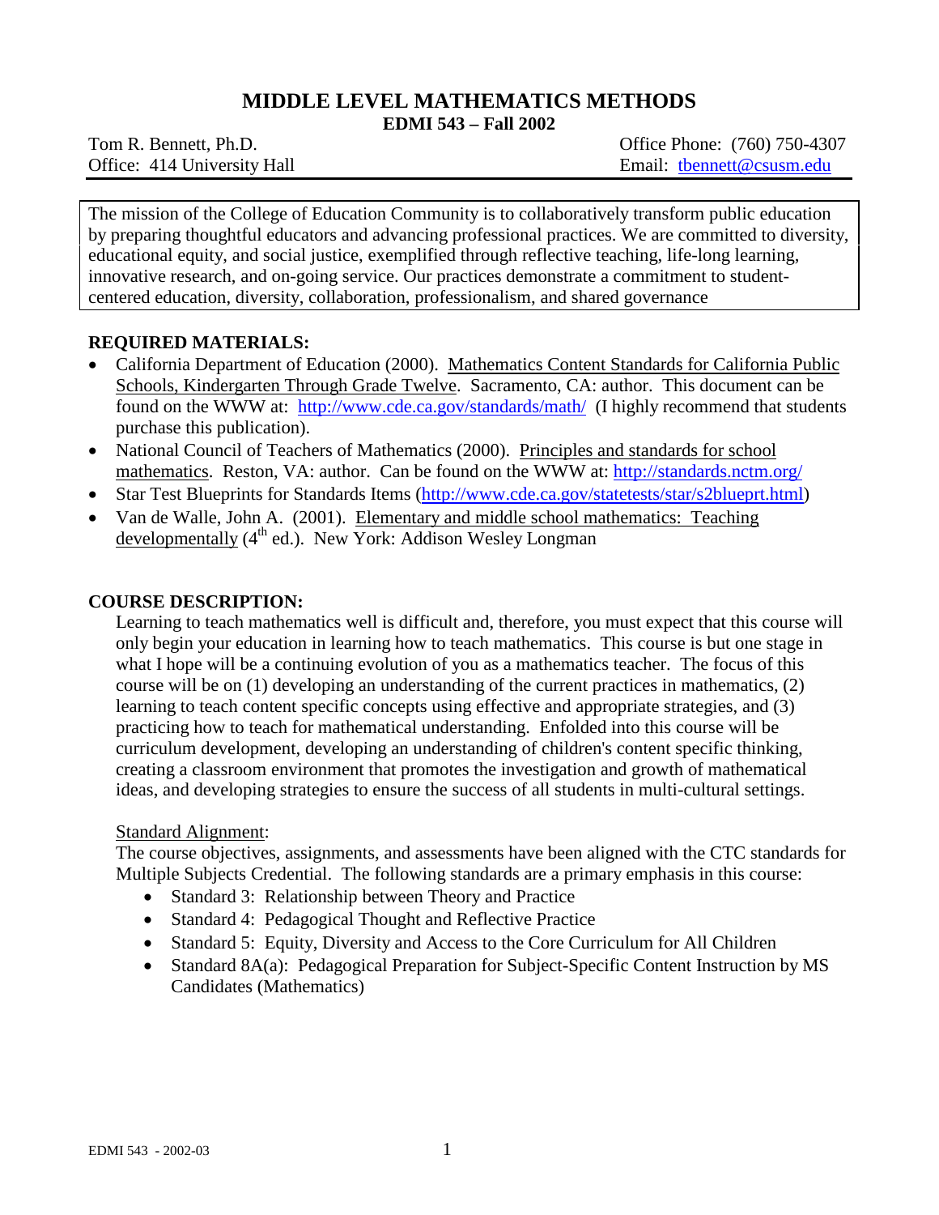# MIDDLE LEVEL MATHEMATICS METHODS

## EDMI 543 – Fall 2002

Tom R. Bennett, Ph.D. | Office Phone: (760) 750-4307
Office: 414 University Hall | Email: tbennett@csusm.edu

The mission of the College of Education Community is to collaboratively transform public education by preparing thoughtful educators and advancing professional practices. We are committed to diversity, educational equity, and social justice, exemplified through reflective teaching, life-long learning, innovative research, and on-going service. Our practices demonstrate a commitment to student-centered education, diversity, collaboration, professionalism, and shared governance

### REQUIRED MATERIALS:

- California Department of Education (2000). Mathematics Content Standards for California Public Schools, Kindergarten Through Grade Twelve. Sacramento, CA: author. This document can be found on the WWW at: http://www.cde.ca.gov/standards/math/ (I highly recommend that students purchase this publication).
- National Council of Teachers of Mathematics (2000). Principles and standards for school mathematics. Reston, VA: author. Can be found on the WWW at: http://standards.nctm.org/
- Star Test Blueprints for Standards Items (http://www.cde.ca.gov/statetests/star/s2blueprt.html)
- Van de Walle, John A. (2001). Elementary and middle school mathematics: Teaching developmentally (4th ed.). New York: Addison Wesley Longman

### COURSE DESCRIPTION:

Learning to teach mathematics well is difficult and, therefore, you must expect that this course will only begin your education in learning how to teach mathematics. This course is but one stage in what I hope will be a continuing evolution of you as a mathematics teacher. The focus of this course will be on (1) developing an understanding of the current practices in mathematics, (2) learning to teach content specific concepts using effective and appropriate strategies, and (3) practicing how to teach for mathematical understanding. Enfolded into this course will be curriculum development, developing an understanding of children's content specific thinking, creating a classroom environment that promotes the investigation and growth of mathematical ideas, and developing strategies to ensure the success of all students in multi-cultural settings.

Standard Alignment:

The course objectives, assignments, and assessments have been aligned with the CTC standards for Multiple Subjects Credential. The following standards are a primary emphasis in this course:

- Standard 3: Relationship between Theory and Practice
- Standard 4: Pedagogical Thought and Reflective Practice
- Standard 5: Equity, Diversity and Access to the Core Curriculum for All Children
- Standard 8A(a): Pedagogical Preparation for Subject-Specific Content Instruction by MS Candidates (Mathematics)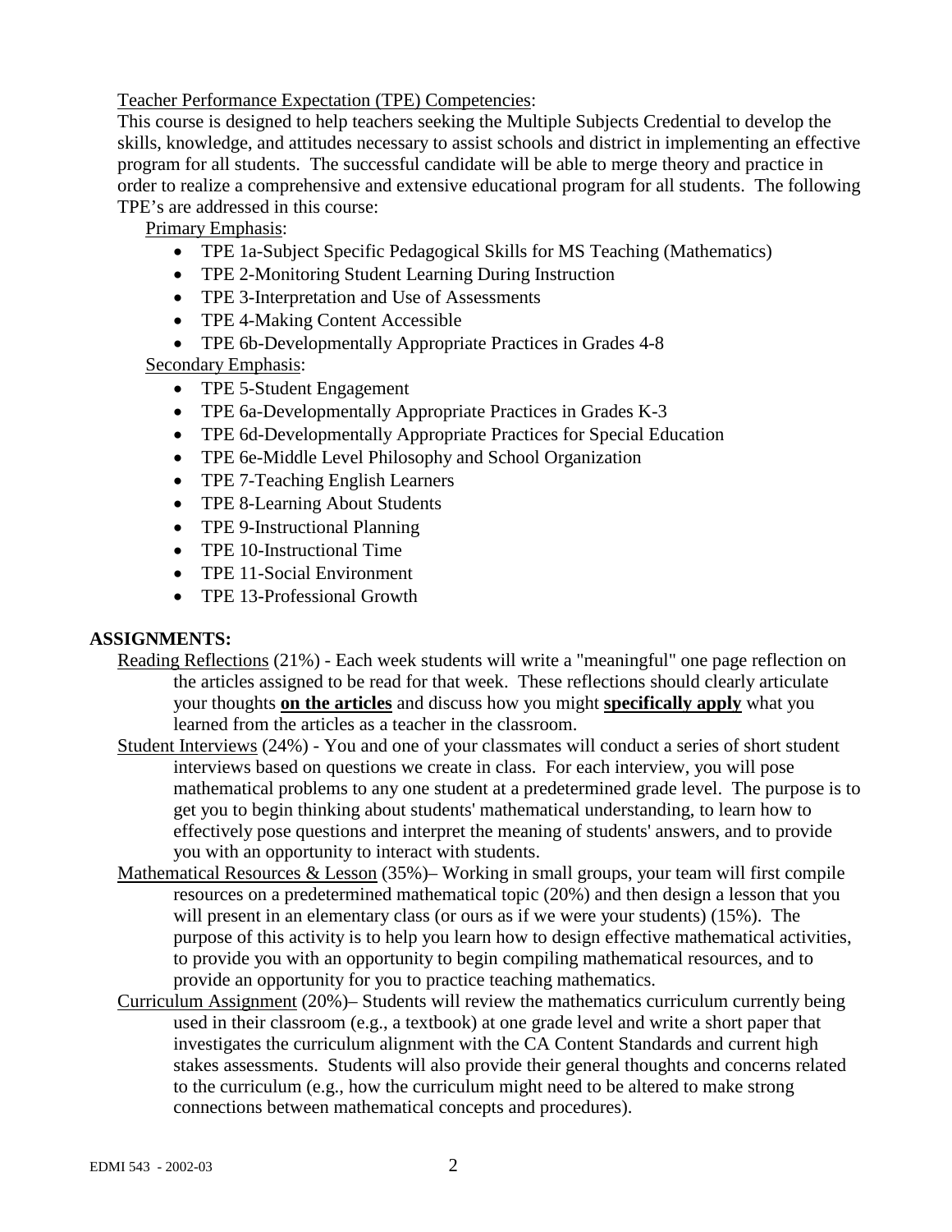Teacher Performance Expectation (TPE) Competencies:

This course is designed to help teachers seeking the Multiple Subjects Credential to develop the skills, knowledge, and attitudes necessary to assist schools and district in implementing an effective program for all students. The successful candidate will be able to merge theory and practice in order to realize a comprehensive and extensive educational program for all students. The following TPE's are addressed in this course:

Primary Emphasis:

- TPE 1a-Subject Specific Pedagogical Skills for MS Teaching (Mathematics)
- TPE 2-Monitoring Student Learning During Instruction
- TPE 3-Interpretation and Use of Assessments
- TPE 4-Making Content Accessible
- TPE 6b-Developmentally Appropriate Practices in Grades 4-8

Secondary Emphasis:

- TPE 5-Student Engagement
- TPE 6a-Developmentally Appropriate Practices in Grades K-3
- TPE 6d-Developmentally Appropriate Practices for Special Education
- TPE 6e-Middle Level Philosophy and School Organization
- TPE 7-Teaching English Learners
- TPE 8-Learning About Students
- TPE 9-Instructional Planning
- TPE 10-Instructional Time
- TPE 11-Social Environment
- TPE 13-Professional Growth

**ASSIGNMENTS:**

Reading Reflections (21%) - Each week students will write a "meaningful" one page reflection on the articles assigned to be read for that week. These reflections should clearly articulate your thoughts **on the articles** and discuss how you might **specifically apply** what you learned from the articles as a teacher in the classroom.

Student Interviews (24%) - You and one of your classmates will conduct a series of short student interviews based on questions we create in class. For each interview, you will pose mathematical problems to any one student at a predetermined grade level. The purpose is to get you to begin thinking about students' mathematical understanding, to learn how to effectively pose questions and interpret the meaning of students' answers, and to provide you with an opportunity to interact with students.

Mathematical Resources & Lesson (35%)– Working in small groups, your team will first compile resources on a predetermined mathematical topic (20%) and then design a lesson that you will present in an elementary class (or ours as if we were your students) (15%). The purpose of this activity is to help you learn how to design effective mathematical activities, to provide you with an opportunity to begin compiling mathematical resources, and to provide an opportunity for you to practice teaching mathematics.

Curriculum Assignment (20%)– Students will review the mathematics curriculum currently being used in their classroom (e.g., a textbook) at one grade level and write a short paper that investigates the curriculum alignment with the CA Content Standards and current high stakes assessments. Students will also provide their general thoughts and concerns related to the curriculum (e.g., how the curriculum might need to be altered to make strong connections between mathematical concepts and procedures).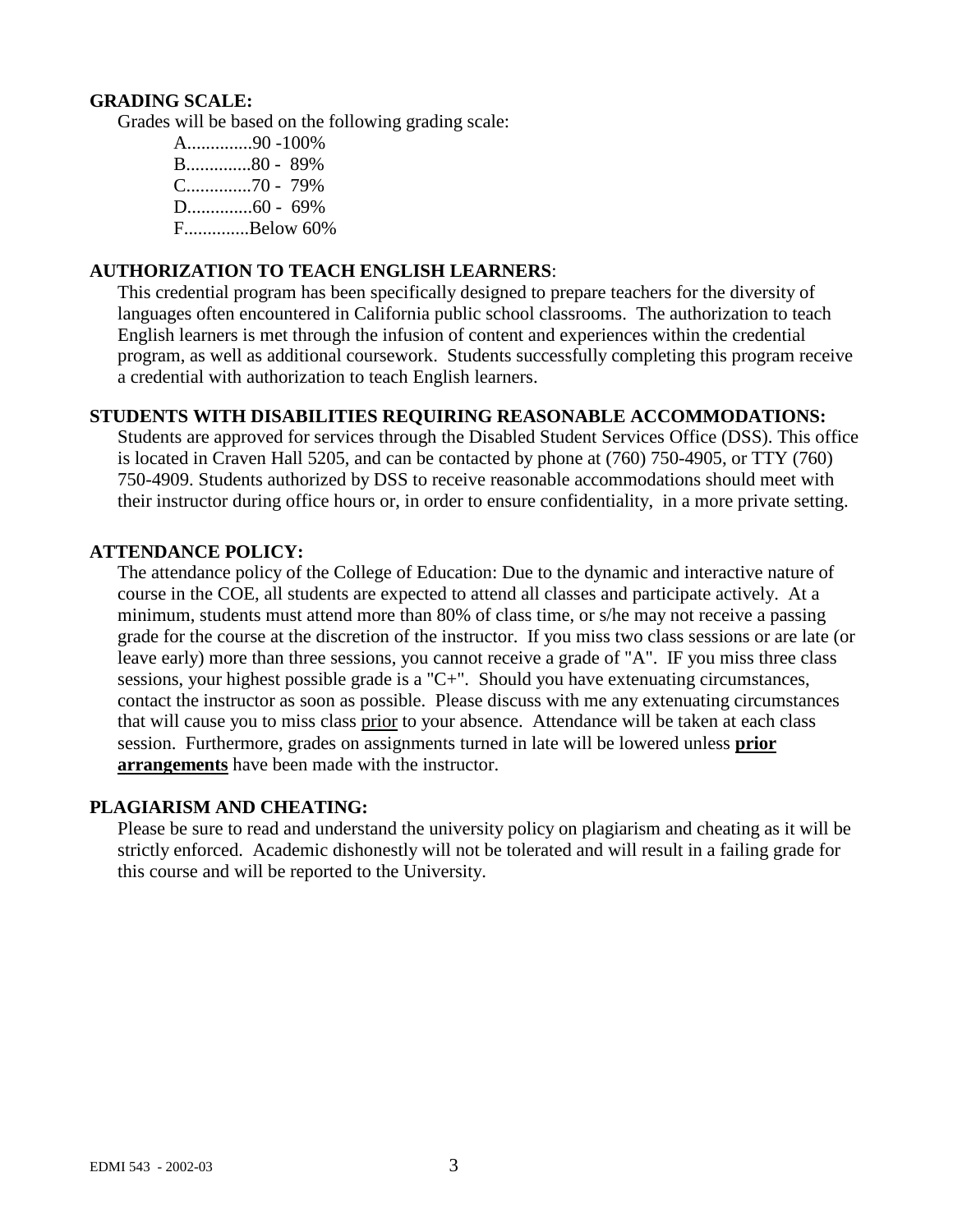**GRADING SCALE:**

Grades will be based on the following grading scale:

A..............90 -100%
B..............80 - 89%
C..............70 - 79%
D..............60 - 69%
F..............Below 60%

**AUTHORIZATION TO TEACH ENGLISH LEARNERS**:

This credential program has been specifically designed to prepare teachers for the diversity of languages often encountered in California public school classrooms. The authorization to teach English learners is met through the infusion of content and experiences within the credential program, as well as additional coursework. Students successfully completing this program receive a credential with authorization to teach English learners.

**STUDENTS WITH DISABILITIES REQUIRING REASONABLE ACCOMMODATIONS:**

Students are approved for services through the Disabled Student Services Office (DSS). This office is located in Craven Hall 5205, and can be contacted by phone at (760) 750-4905, or TTY (760) 750-4909. Students authorized by DSS to receive reasonable accommodations should meet with their instructor during office hours or, in order to ensure confidentiality, in a more private setting.

**ATTENDANCE POLICY:**

The attendance policy of the College of Education: Due to the dynamic and interactive nature of course in the COE, all students are expected to attend all classes and participate actively. At a minimum, students must attend more than 80% of class time, or s/he may not receive a passing grade for the course at the discretion of the instructor. If you miss two class sessions or are late (or leave early) more than three sessions, you cannot receive a grade of "A". IF you miss three class sessions, your highest possible grade is a "C+". Should you have extenuating circumstances, contact the instructor as soon as possible. Please discuss with me any extenuating circumstances that will cause you to miss class prior to your absence. Attendance will be taken at each class session. Furthermore, grades on assignments turned in late will be lowered unless **prior arrangements** have been made with the instructor.

**PLAGIARISM AND CHEATING:**

Please be sure to read and understand the university policy on plagiarism and cheating as it will be strictly enforced. Academic dishonestly will not be tolerated and will result in a failing grade for this course and will be reported to the University.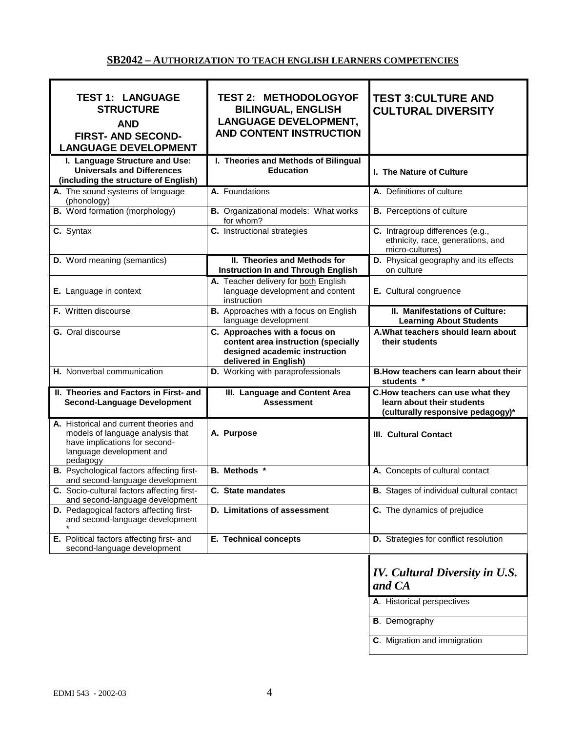## SB2042 – AUTHORIZATION TO TEACH ENGLISH LEARNERS COMPETENCIES

| TEST 1: LANGUAGE STRUCTURE AND FIRST- AND SECOND-LANGUAGE DEVELOPMENT | TEST 2: METHODOLOGYOF BILINGUAL, ENGLISH LANGUAGE DEVELOPMENT, AND CONTENT INSTRUCTION | TEST 3:CULTURE AND CULTURAL DIVERSITY |
|---|---|---|
| **I. Language Structure and Use: Universals and Differences (including the structure of English)** | **I. Theories and Methods of Bilingual Education** | **I. The Nature of Culture** |
| **A.** The sound systems of language (phonology) | **A.** Foundations | **A.** Definitions of culture |
| **B.** Word formation (morphology) | **B.** Organizational models: What works for whom? | **B.** Perceptions of culture |
| **C.** Syntax | **C.** Instructional strategies | **C.** Intragroup differences (e.g., ethnicity, race, generations, and micro-cultures) |
| **D.** Word meaning (semantics) | **II. Theories and Methods for Instruction In and Through English** | **D.** Physical geography and its effects on culture |
| **E.** Language in context | **A.** Teacher delivery for both English language development and content instruction | **E.** Cultural congruence |
| **F.** Written discourse | **B.** Approaches with a focus on English language development | **II. Manifestations of Culture: Learning About Students** |
| **G.** Oral discourse | **C. Approaches with a focus on content area instruction (specially designed academic instruction delivered in English)** | **A.What teachers should learn about their students** |
| **H.** Nonverbal communication | **D.** Working with paraprofessionals | **B.How teachers can learn about their students \*** |
| **II. Theories and Factors in First- and Second-Language Development** | **III. Language and Content Area Assessment** | **C.How teachers can use what they learn about their students (culturally responsive pedagogy)\*** |
| **A.** Historical and current theories and models of language analysis that have implications for second-language development and pedagogy | **A. Purpose** | **III. Cultural Contact** |
| **B.** Psychological factors affecting first- and second-language development | **B. Methods \*** | **A.** Concepts of cultural contact |
| **C.** Socio-cultural factors affecting first- and second-language development | **C. State mandates** | **B.** Stages of individual cultural contact |
| **D.** Pedagogical factors affecting first- and second-language development \* | **D. Limitations of assessment** | **C.** The dynamics of prejudice |
| **E.** Political factors affecting first- and second-language development | **E. Technical concepts** | **D.** Strategies for conflict resolution |
| | | ***IV. Cultural Diversity in U.S. and CA*** |
| | | **A**. Historical perspectives |
| | | **B**. Demography |
| | | **C**. Migration and immigration |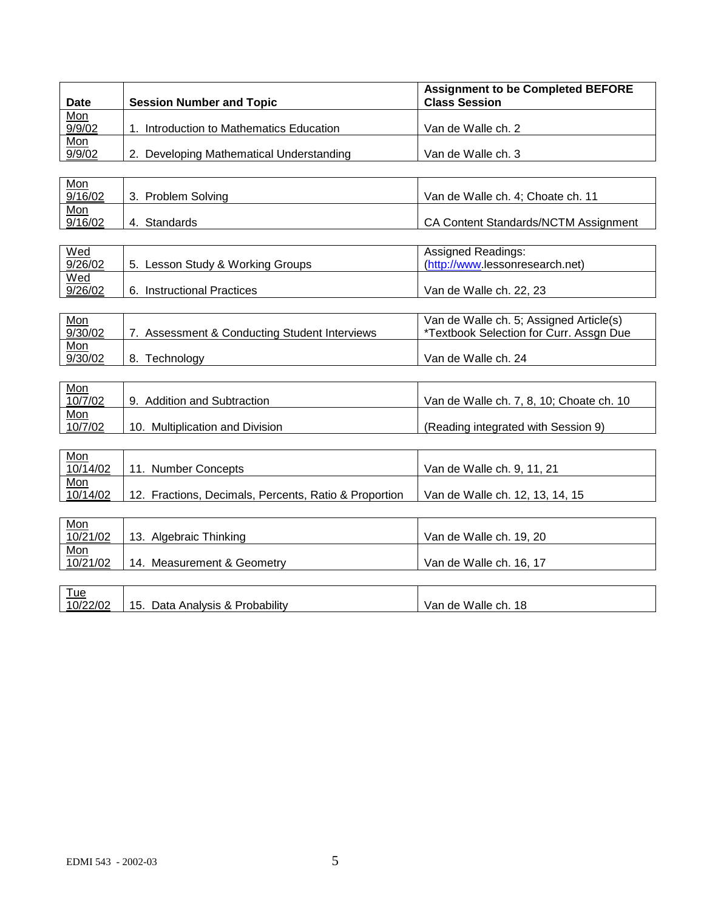| Date | Session Number and Topic | Assignment to be Completed BEFORE Class Session |
|---|---|---|
| Mon 9/9/02 | 1. Introduction to Mathematics Education | Van de Walle ch. 2 |
| Mon 9/9/02 | 2. Developing Mathematical Understanding | Van de Walle ch. 3 |
| Mon 9/16/02 | 3. Problem Solving | Van de Walle ch. 4; Choate ch. 11 |
| Mon 9/16/02 | 4. Standards | CA Content Standards/NCTM Assignment |
| Wed 9/26/02 | 5. Lesson Study & Working Groups | Assigned Readings: (http://www.lessonresearch.net) |
| Wed 9/26/02 | 6. Instructional Practices | Van de Walle ch. 22, 23 |
| Mon 9/30/02 | 7. Assessment & Conducting Student Interviews | Van de Walle ch. 5; Assigned Article(s) *Textbook Selection for Curr. Assgn Due |
| Mon 9/30/02 | 8. Technology | Van de Walle ch. 24 |
| Mon 10/7/02 | 9. Addition and Subtraction | Van de Walle ch. 7, 8, 10; Choate ch. 10 |
| Mon 10/7/02 | 10. Multiplication and Division | (Reading integrated with Session 9) |
| Mon 10/14/02 | 11. Number Concepts | Van de Walle ch. 9, 11, 21 |
| Mon 10/14/02 | 12. Fractions, Decimals, Percents, Ratio & Proportion | Van de Walle ch. 12, 13, 14, 15 |
| Mon 10/21/02 | 13. Algebraic Thinking | Van de Walle ch. 19, 20 |
| Mon 10/21/02 | 14. Measurement & Geometry | Van de Walle ch. 16, 17 |
| Tue 10/22/02 | 15. Data Analysis & Probability | Van de Walle ch. 18 |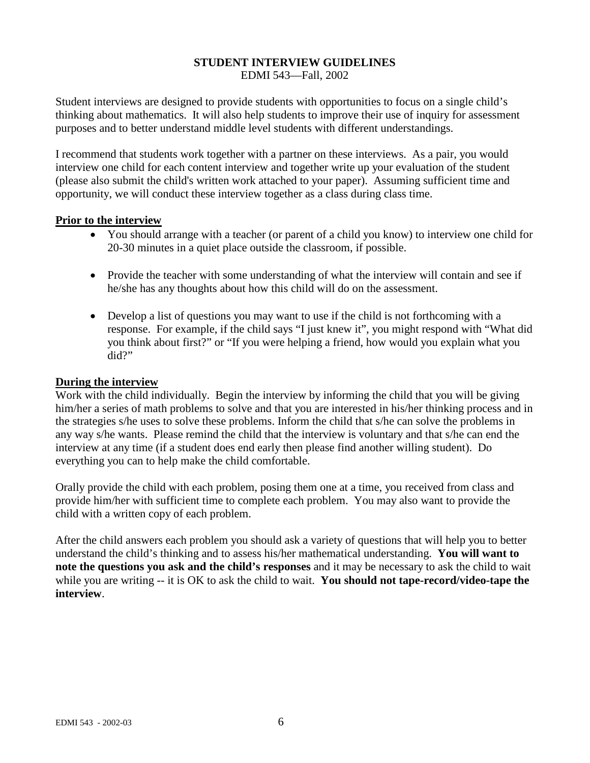**STUDENT INTERVIEW GUIDELINES**
EDMI 543—Fall, 2002

Student interviews are designed to provide students with opportunities to focus on a single child's thinking about mathematics. It will also help students to improve their use of inquiry for assessment purposes and to better understand middle level students with different understandings.

I recommend that students work together with a partner on these interviews. As a pair, you would interview one child for each content interview and together write up your evaluation of the student (please also submit the child's written work attached to your paper). Assuming sufficient time and opportunity, we will conduct these interview together as a class during class time.

**Prior to the interview**

- You should arrange with a teacher (or parent of a child you know) to interview one child for 20-30 minutes in a quiet place outside the classroom, if possible.
- Provide the teacher with some understanding of what the interview will contain and see if he/she has any thoughts about how this child will do on the assessment.
- Develop a list of questions you may want to use if the child is not forthcoming with a response. For example, if the child says "I just knew it", you might respond with "What did you think about first?" or "If you were helping a friend, how would you explain what you did?"

**During the interview**

Work with the child individually. Begin the interview by informing the child that you will be giving him/her a series of math problems to solve and that you are interested in his/her thinking process and in the strategies s/he uses to solve these problems. Inform the child that s/he can solve the problems in any way s/he wants. Please remind the child that the interview is voluntary and that s/he can end the interview at any time (if a student does end early then please find another willing student). Do everything you can to help make the child comfortable.

Orally provide the child with each problem, posing them one at a time, you received from class and provide him/her with sufficient time to complete each problem. You may also want to provide the child with a written copy of each problem.

After the child answers each problem you should ask a variety of questions that will help you to better understand the child's thinking and to assess his/her mathematical understanding. **You will want to note the questions you ask and the child's responses** and it may be necessary to ask the child to wait while you are writing -- it is OK to ask the child to wait. **You should not tape-record/video-tape the interview**.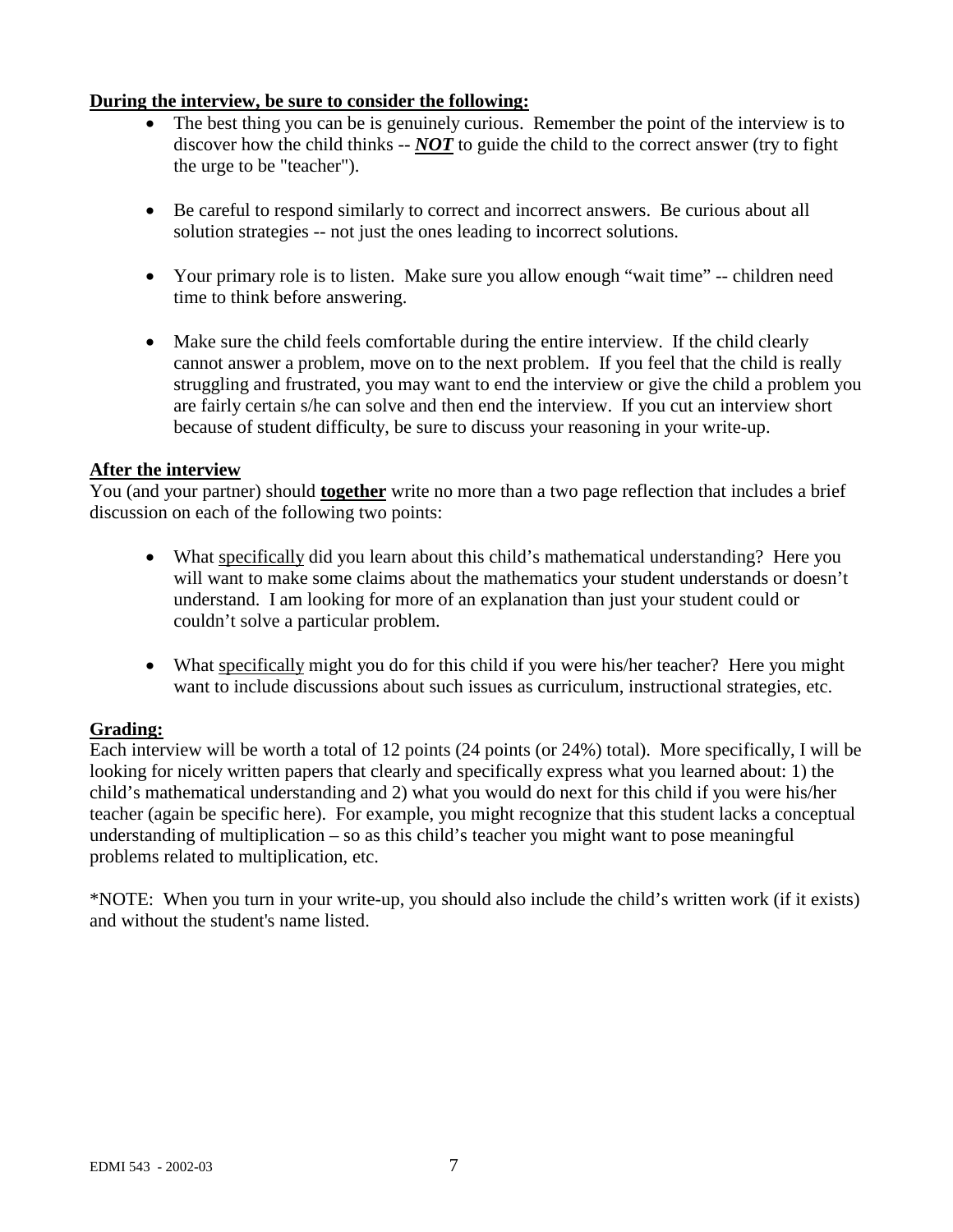**<u>During the interview, be sure to consider the following:</u>**

- The best thing you can be is genuinely curious. Remember the point of the interview is to discover how the child thinks -- ***<u>NOT</u>*** to guide the child to the correct answer (try to fight the urge to be "teacher").

- Be careful to respond similarly to correct and incorrect answers. Be curious about all solution strategies -- not just the ones leading to incorrect solutions.

- Your primary role is to listen. Make sure you allow enough "wait time" -- children need time to think before answering.

- Make sure the child feels comfortable during the entire interview. If the child clearly cannot answer a problem, move on to the next problem. If you feel that the child is really struggling and frustrated, you may want to end the interview or give the child a problem you are fairly certain s/he can solve and then end the interview. If you cut an interview short because of student difficulty, be sure to discuss your reasoning in your write-up.

**<u>After the interview</u>**

You (and your partner) should **<u>together</u>** write no more than a two page reflection that includes a brief discussion on each of the following two points:

- What <u>specifically</u> did you learn about this child's mathematical understanding? Here you will want to make some claims about the mathematics your student understands or doesn't understand. I am looking for more of an explanation than just your student could or couldn't solve a particular problem.

- What <u>specifically</u> might you do for this child if you were his/her teacher? Here you might want to include discussions about such issues as curriculum, instructional strategies, etc.

**<u>Grading:</u>**

Each interview will be worth a total of 12 points (24 points (or 24%) total). More specifically, I will be looking for nicely written papers that clearly and specifically express what you learned about: 1) the child's mathematical understanding and 2) what you would do next for this child if you were his/her teacher (again be specific here). For example, you might recognize that this student lacks a conceptual understanding of multiplication – so as this child's teacher you might want to pose meaningful problems related to multiplication, etc.

*NOTE: When you turn in your write-up, you should also include the child's written work (if it exists) and without the student's name listed.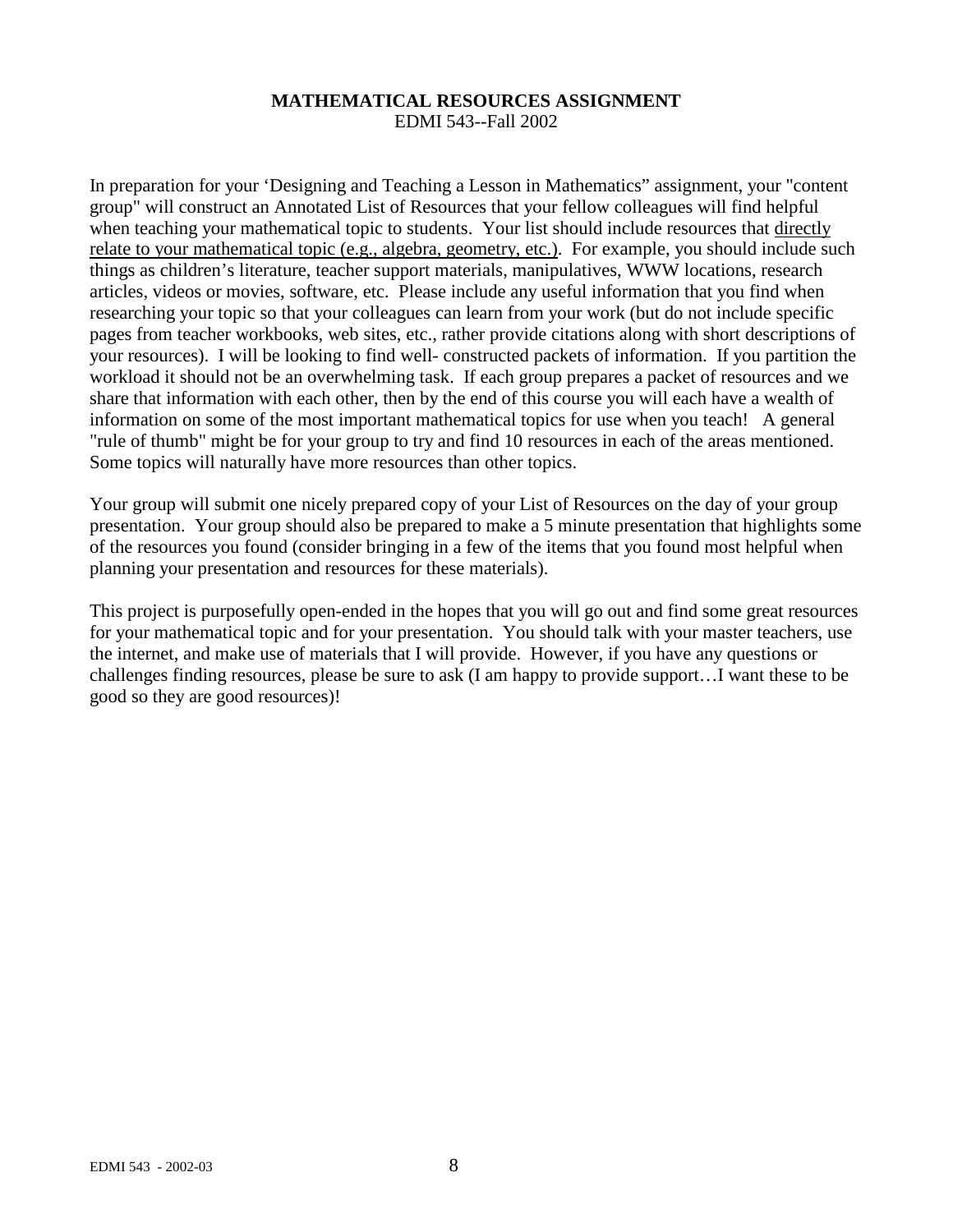**MATHEMATICAL RESOURCES ASSIGNMENT**
EDMI 543--Fall 2002

In preparation for your 'Designing and Teaching a Lesson in Mathematics" assignment, your "content group" will construct an Annotated List of Resources that your fellow colleagues will find helpful when teaching your mathematical topic to students. Your list should include resources that <u>directly relate to your mathematical topic (e.g., algebra, geometry, etc.)</u>. For example, you should include such things as children's literature, teacher support materials, manipulatives, WWW locations, research articles, videos or movies, software, etc. Please include any useful information that you find when researching your topic so that your colleagues can learn from your work (but do not include specific pages from teacher workbooks, web sites, etc., rather provide citations along with short descriptions of your resources). I will be looking to find well- constructed packets of information. If you partition the workload it should not be an overwhelming task. If each group prepares a packet of resources and we share that information with each other, then by the end of this course you will each have a wealth of information on some of the most important mathematical topics for use when you teach! A general "rule of thumb" might be for your group to try and find 10 resources in each of the areas mentioned. Some topics will naturally have more resources than other topics.

Your group will submit one nicely prepared copy of your List of Resources on the day of your group presentation. Your group should also be prepared to make a 5 minute presentation that highlights some of the resources you found (consider bringing in a few of the items that you found most helpful when planning your presentation and resources for these materials).

This project is purposefully open-ended in the hopes that you will go out and find some great resources for your mathematical topic and for your presentation. You should talk with your master teachers, use the internet, and make use of materials that I will provide. However, if you have any questions or challenges finding resources, please be sure to ask (I am happy to provide support…I want these to be good so they are good resources)!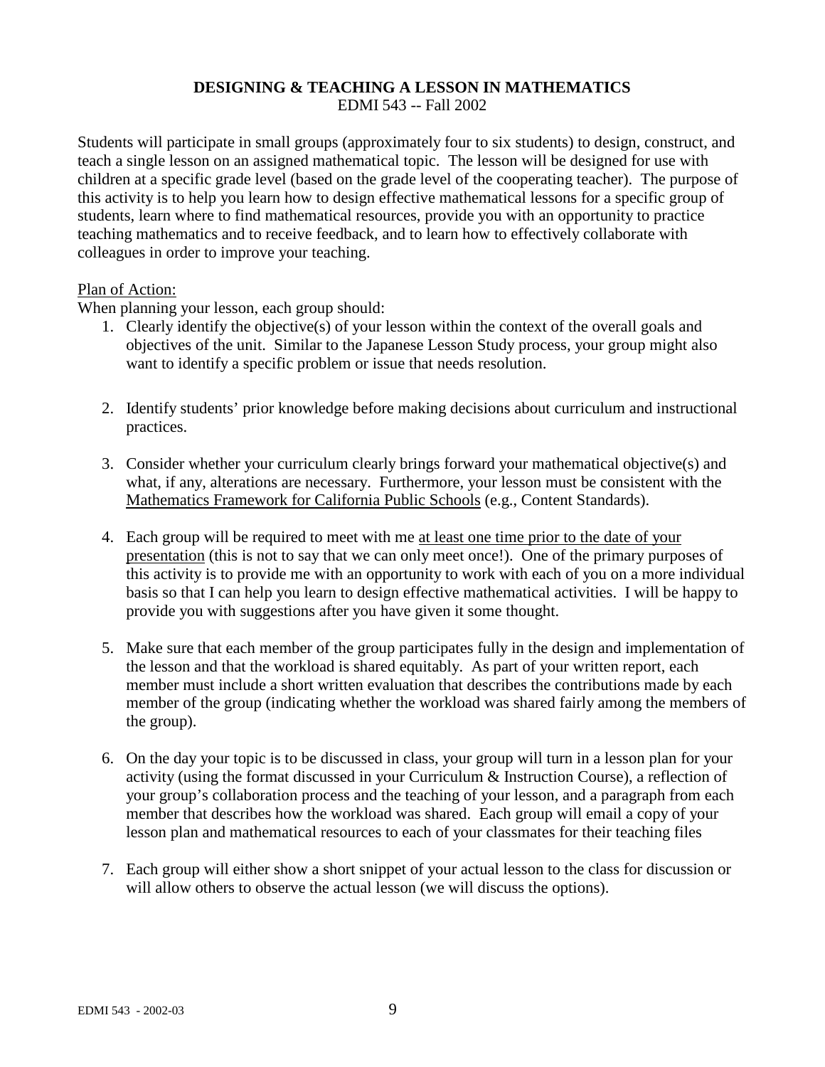## DESIGNING & TEACHING A LESSON IN MATHEMATICS

EDMI 543 -- Fall 2002

Students will participate in small groups (approximately four to six students) to design, construct, and teach a single lesson on an assigned mathematical topic. The lesson will be designed for use with children at a specific grade level (based on the grade level of the cooperating teacher). The purpose of this activity is to help you learn how to design effective mathematical lessons for a specific group of students, learn where to find mathematical resources, provide you with an opportunity to practice teaching mathematics and to receive feedback, and to learn how to effectively collaborate with colleagues in order to improve your teaching.

<u>Plan of Action:</u>

When planning your lesson, each group should:

1. Clearly identify the objective(s) of your lesson within the context of the overall goals and objectives of the unit. Similar to the Japanese Lesson Study process, your group might also want to identify a specific problem or issue that needs resolution.

2. Identify students' prior knowledge before making decisions about curriculum and instructional practices.

3. Consider whether your curriculum clearly brings forward your mathematical objective(s) and what, if any, alterations are necessary. Furthermore, your lesson must be consistent with the <u>Mathematics Framework for California Public Schools</u> (e.g., Content Standards).

4. Each group will be required to meet with me <u>at least one time prior to the date of your presentation</u> (this is not to say that we can only meet once!). One of the primary purposes of this activity is to provide me with an opportunity to work with each of you on a more individual basis so that I can help you learn to design effective mathematical activities. I will be happy to provide you with suggestions after you have given it some thought.

5. Make sure that each member of the group participates fully in the design and implementation of the lesson and that the workload is shared equitably. As part of your written report, each member must include a short written evaluation that describes the contributions made by each member of the group (indicating whether the workload was shared fairly among the members of the group).

6. On the day your topic is to be discussed in class, your group will turn in a lesson plan for your activity (using the format discussed in your Curriculum & Instruction Course), a reflection of your group's collaboration process and the teaching of your lesson, and a paragraph from each member that describes how the workload was shared. Each group will email a copy of your lesson plan and mathematical resources to each of your classmates for their teaching files

7. Each group will either show a short snippet of your actual lesson to the class for discussion or will allow others to observe the actual lesson (we will discuss the options).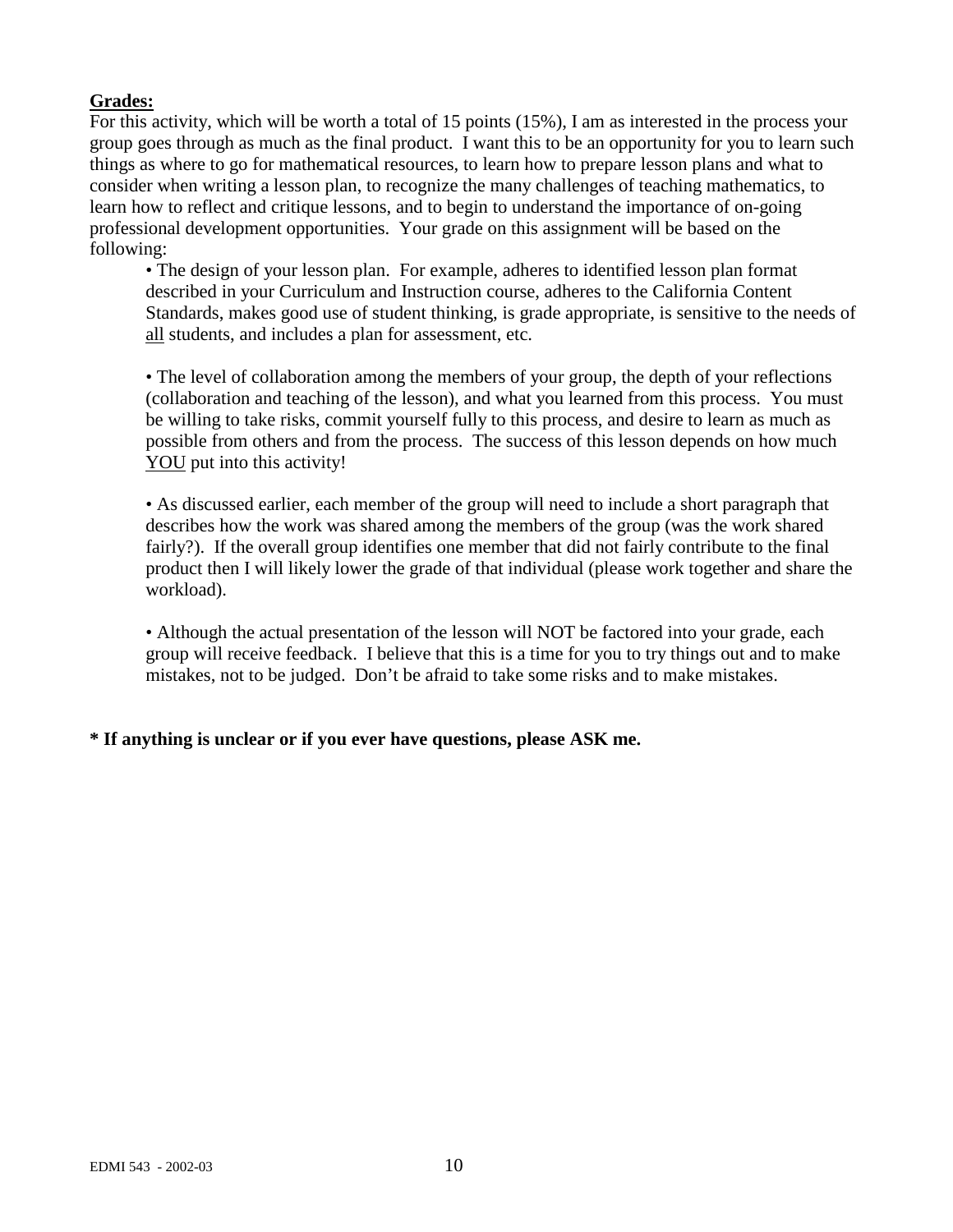**Grades:**

For this activity, which will be worth a total of 15 points (15%), I am as interested in the process your group goes through as much as the final product. I want this to be an opportunity for you to learn such things as where to go for mathematical resources, to learn how to prepare lesson plans and what to consider when writing a lesson plan, to recognize the many challenges of teaching mathematics, to learn how to reflect and critique lessons, and to begin to understand the importance of on-going professional development opportunities. Your grade on this assignment will be based on the following:

- The design of your lesson plan. For example, adheres to identified lesson plan format described in your Curriculum and Instruction course, adheres to the California Content Standards, makes good use of student thinking, is grade appropriate, is sensitive to the needs of <u>all</u> students, and includes a plan for assessment, etc.

- The level of collaboration among the members of your group, the depth of your reflections (collaboration and teaching of the lesson), and what you learned from this process. You must be willing to take risks, commit yourself fully to this process, and desire to learn as much as possible from others and from the process. The success of this lesson depends on how much <u>YOU</u> put into this activity!

- As discussed earlier, each member of the group will need to include a short paragraph that describes how the work was shared among the members of the group (was the work shared fairly?). If the overall group identifies one member that did not fairly contribute to the final product then I will likely lower the grade of that individual (please work together and share the workload).

- Although the actual presentation of the lesson will NOT be factored into your grade, each group will receive feedback. I believe that this is a time for you to try things out and to make mistakes, not to be judged. Don't be afraid to take some risks and to make mistakes.

**\* If anything is unclear or if you ever have questions, please ASK me.**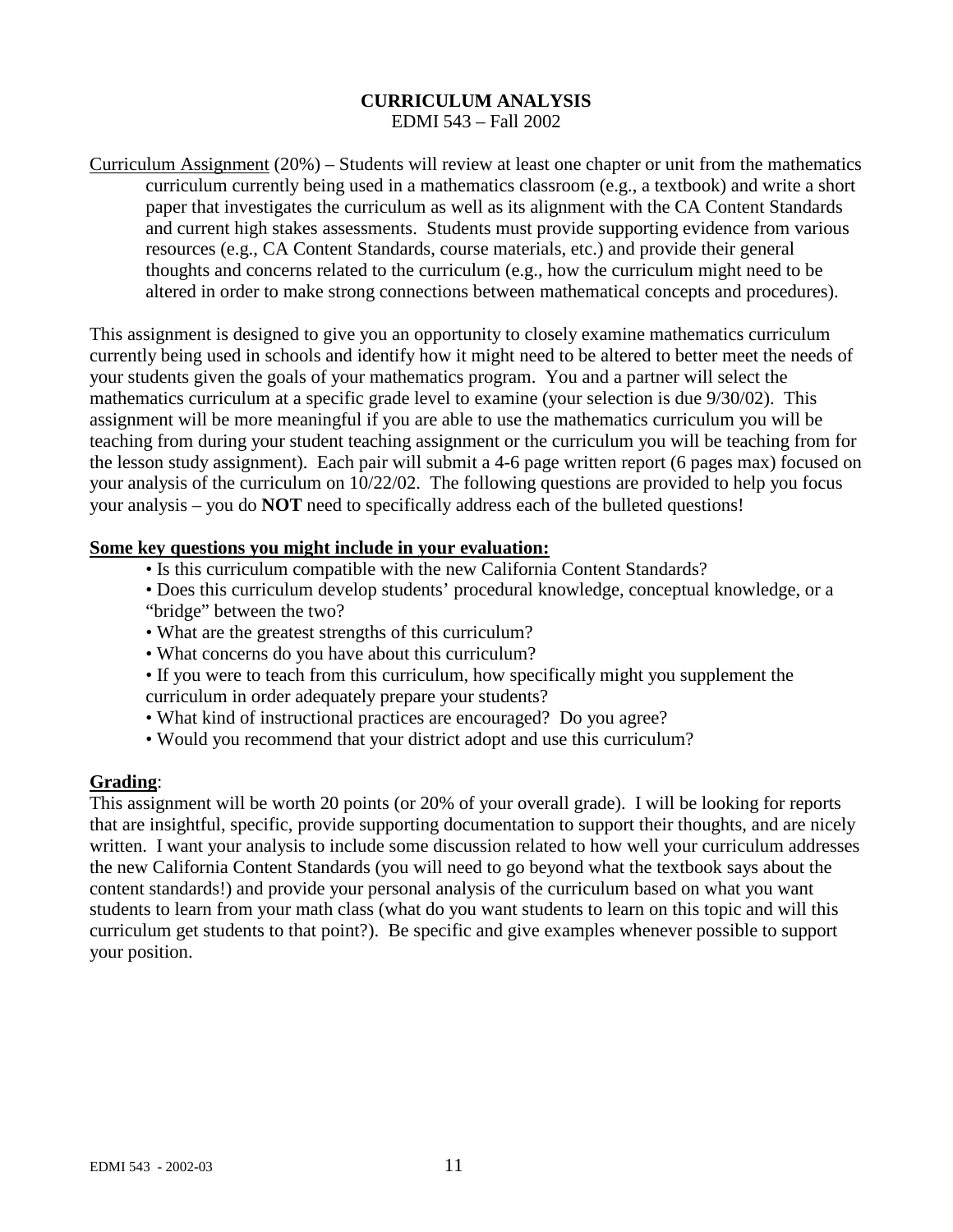# CURRICULUM ANALYSIS
EDMI 543 – Fall 2002

Curriculum Assignment (20%) – Students will review at least one chapter or unit from the mathematics curriculum currently being used in a mathematics classroom (e.g., a textbook) and write a short paper that investigates the curriculum as well as its alignment with the CA Content Standards and current high stakes assessments. Students must provide supporting evidence from various resources (e.g., CA Content Standards, course materials, etc.) and provide their general thoughts and concerns related to the curriculum (e.g., how the curriculum might need to be altered in order to make strong connections between mathematical concepts and procedures).

This assignment is designed to give you an opportunity to closely examine mathematics curriculum currently being used in schools and identify how it might need to be altered to better meet the needs of your students given the goals of your mathematics program. You and a partner will select the mathematics curriculum at a specific grade level to examine (your selection is due 9/30/02). This assignment will be more meaningful if you are able to use the mathematics curriculum you will be teaching from during your student teaching assignment or the curriculum you will be teaching from for the lesson study assignment). Each pair will submit a 4-6 page written report (6 pages max) focused on your analysis of the curriculum on 10/22/02. The following questions are provided to help you focus your analysis – you do **NOT** need to specifically address each of the bulleted questions!

**Some key questions you might include in your evaluation:**

- Is this curriculum compatible with the new California Content Standards?
- Does this curriculum develop students' procedural knowledge, conceptual knowledge, or a "bridge" between the two?
- What are the greatest strengths of this curriculum?
- What concerns do you have about this curriculum?
- If you were to teach from this curriculum, how specifically might you supplement the curriculum in order adequately prepare your students?
- What kind of instructional practices are encouraged? Do you agree?
- Would you recommend that your district adopt and use this curriculum?

**Grading**:

This assignment will be worth 20 points (or 20% of your overall grade). I will be looking for reports that are insightful, specific, provide supporting documentation to support their thoughts, and are nicely written. I want your analysis to include some discussion related to how well your curriculum addresses the new California Content Standards (you will need to go beyond what the textbook says about the content standards!) and provide your personal analysis of the curriculum based on what you want students to learn from your math class (what do you want students to learn on this topic and will this curriculum get students to that point?). Be specific and give examples whenever possible to support your position.